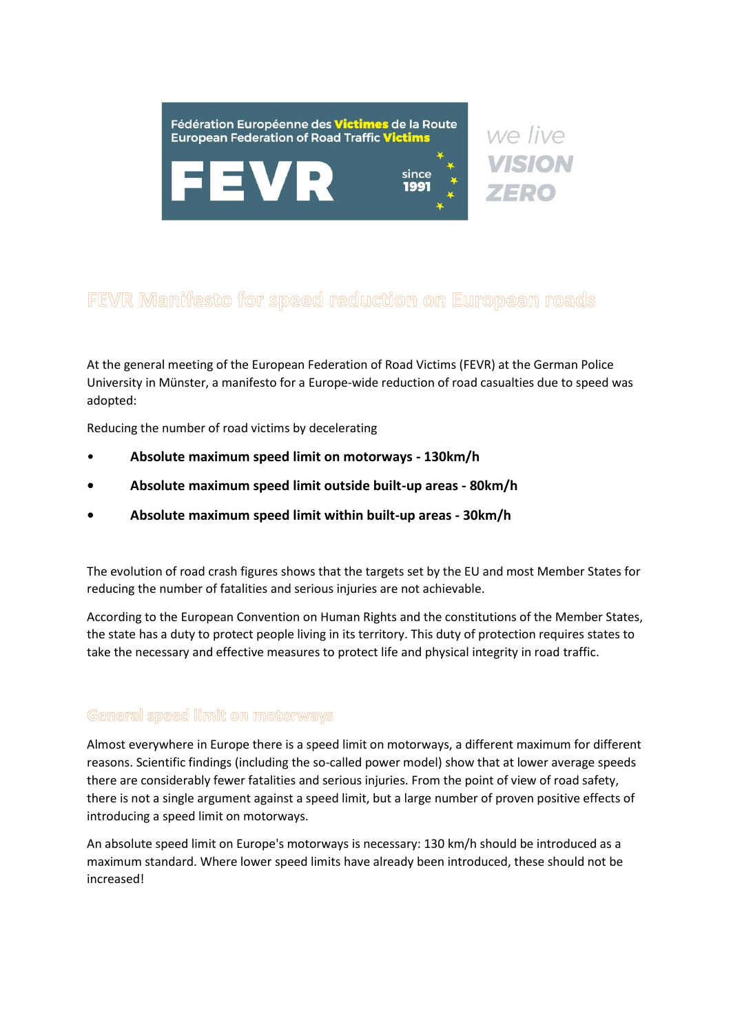Fédération Européenne des **Victimes** de la Route
European Federation of Road Traffic **Victims**

**FEVR** since 1991

*we live* **VISION ZERO**

# FEVR Manifesto for speed reduction on European roads

At the general meeting of the European Federation of Road Victims (FEVR) at the German Police University in Münster, a manifesto for a Europe-wide reduction of road casualties due to speed was adopted:

Reducing the number of road victims by decelerating

- **Absolute maximum speed limit on motorways - 130km/h**
- **Absolute maximum speed limit outside built-up areas - 80km/h**
- **Absolute maximum speed limit within built-up areas - 30km/h**

The evolution of road crash figures shows that the targets set by the EU and most Member States for reducing the number of fatalities and serious injuries are not achievable.

According to the European Convention on Human Rights and the constitutions of the Member States, the state has a duty to protect people living in its territory. This duty of protection requires states to take the necessary and effective measures to protect life and physical integrity in road traffic.

## General speed limit on motorways

Almost everywhere in Europe there is a speed limit on motorways, a different maximum for different reasons. Scientific findings (including the so-called power model) show that at lower average speeds there are considerably fewer fatalities and serious injuries. From the point of view of road safety, there is not a single argument against a speed limit, but a large number of proven positive effects of introducing a speed limit on motorways.

An absolute speed limit on Europe's motorways is necessary: 130 km/h should be introduced as a maximum standard. Where lower speed limits have already been introduced, these should not be increased!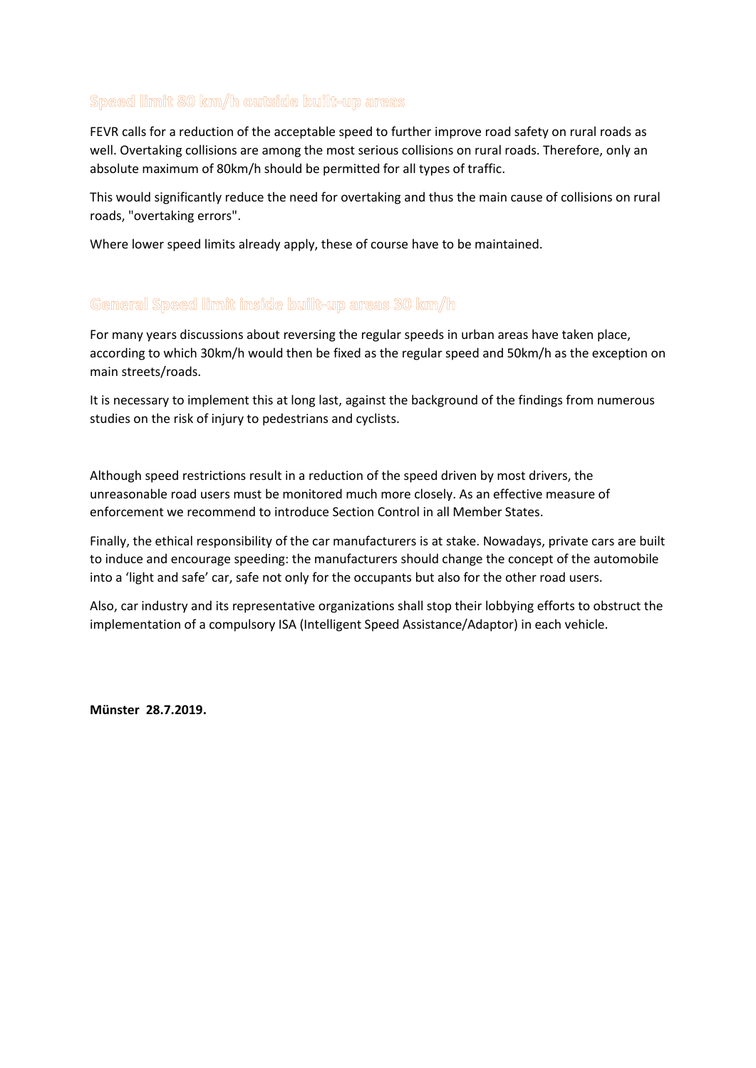## Speed limit 80 km/h outside built-up areas

FEVR calls for a reduction of the acceptable speed to further improve road safety on rural roads as well. Overtaking collisions are among the most serious collisions on rural roads. Therefore, only an absolute maximum of 80km/h should be permitted for all types of traffic.

This would significantly reduce the need for overtaking and thus the main cause of collisions on rural roads, "overtaking errors".

Where lower speed limits already apply, these of course have to be maintained.

## General Speed limit inside built-up areas 30 km/h

For many years discussions about reversing the regular speeds in urban areas have taken place, according to which 30km/h would then be fixed as the regular speed and 50km/h as the exception on main streets/roads.

It is necessary to implement this at long last, against the background of the findings from numerous studies on the risk of injury to pedestrians and cyclists.

Although speed restrictions result in a reduction of the speed driven by most drivers, the unreasonable road users must be monitored much more closely. As an effective measure of enforcement we recommend to introduce Section Control in all Member States.

Finally, the ethical responsibility of the car manufacturers is at stake. Nowadays, private cars are built to induce and encourage speeding: the manufacturers should change the concept of the automobile into a 'light and safe' car, safe not only for the occupants but also for the other road users.

Also, car industry and its representative organizations shall stop their lobbying efforts to obstruct the implementation of a compulsory ISA (Intelligent Speed Assistance/Adaptor) in each vehicle.

**Münster 28.7.2019.**